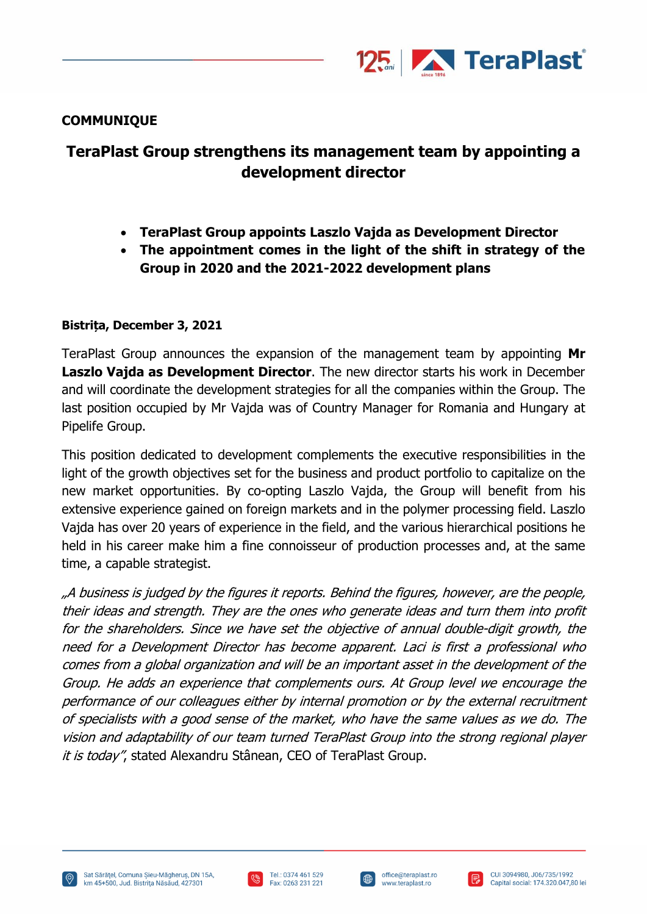**COMMUNIQUE**

# TeraPlast Group strengthens its management team by appointing a development director

- **TeraPlast Group appoints Laszlo Vajda as Development Director**
- **The appointment comes in the light of the shift in strategy of the Group in 2020 and the 2021-2022 development plans**

**Bistrița, December 3, 2021**

TeraPlast Group announces the expansion of the management team by appointing **Mr Laszlo Vajda as Development Director**. The new director starts his work in December and will coordinate the development strategies for all the companies within the Group. The last position occupied by Mr Vajda was of Country Manager for Romania and Hungary at Pipelife Group.

This position dedicated to development complements the executive responsibilities in the light of the growth objectives set for the business and product portfolio to capitalize on the new market opportunities. By co-opting Laszlo Vajda, the Group will benefit from his extensive experience gained on foreign markets and in the polymer processing field. Laszlo Vajda has over 20 years of experience in the field, and the various hierarchical positions he held in his career make him a fine connoisseur of production processes and, at the same time, a capable strategist.

*„A business is judged by the figures it reports. Behind the figures, however, are the people, their ideas and strength. They are the ones who generate ideas and turn them into profit for the shareholders. Since we have set the objective of annual double-digit growth, the need for a Development Director has become apparent. Laci is first a professional who comes from a global organization and will be an important asset in the development of the Group. He adds an experience that complements ours. At Group level we encourage the performance of our colleagues either by internal promotion or by the external recruitment of specialists with a good sense of the market, who have the same values as we do. The vision and adaptability of our team turned TeraPlast Group into the strong regional player it is today"*, stated Alexandru Stânean, CEO of TeraPlast Group.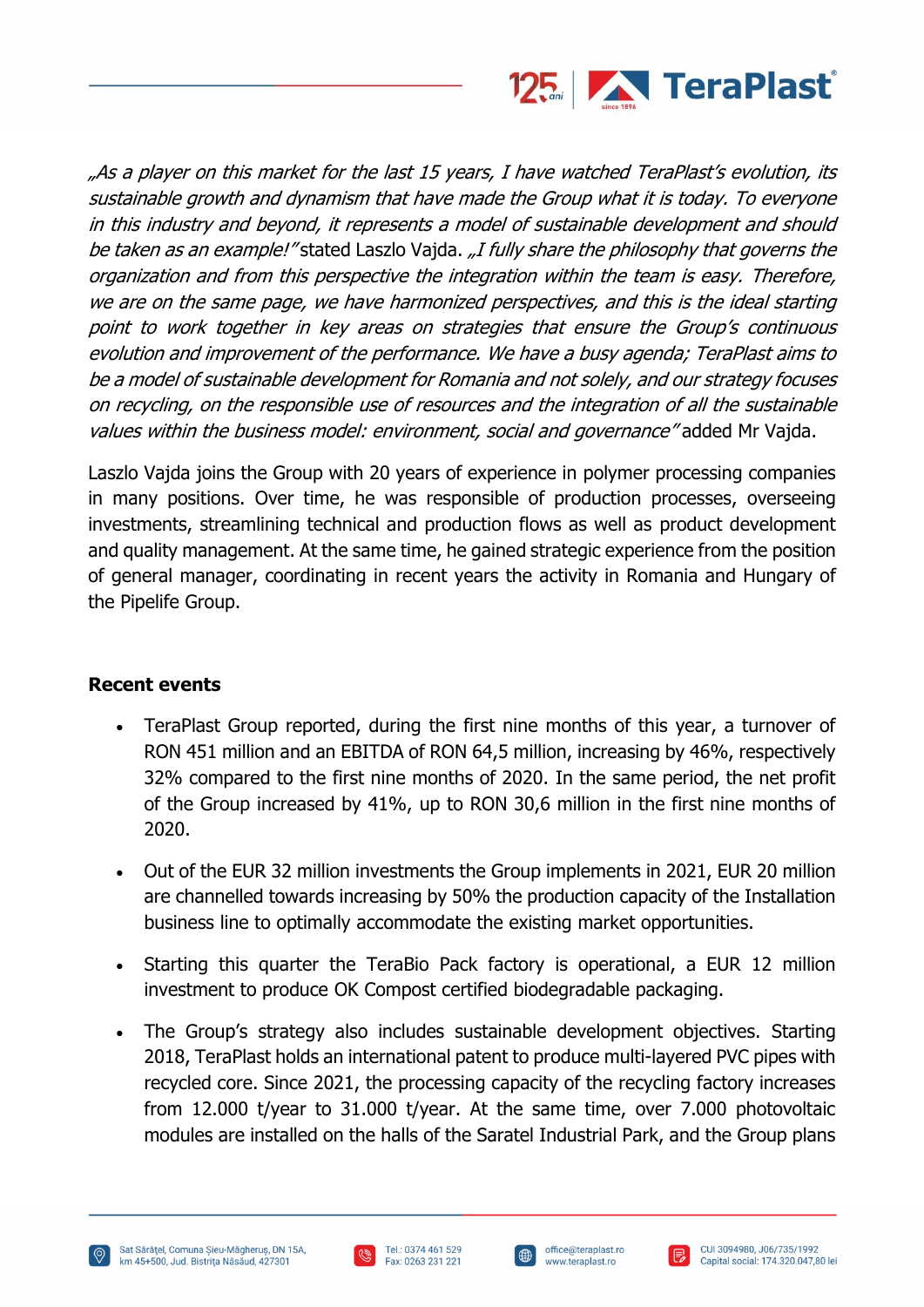*„As a player on this market for the last 15 years, I have watched TeraPlast's evolution, its sustainable growth and dynamism that have made the Group what it is today. To everyone in this industry and beyond, it represents a model of sustainable development and should be taken as an example!"* stated Laszlo Vajda. *„I fully share the philosophy that governs the organization and from this perspective the integration within the team is easy. Therefore, we are on the same page, we have harmonized perspectives, and this is the ideal starting point to work together in key areas on strategies that ensure the Group's continuous evolution and improvement of the performance. We have a busy agenda; TeraPlast aims to be a model of sustainable development for Romania and not solely, and our strategy focuses on recycling, on the responsible use of resources and the integration of all the sustainable values within the business model: environment, social and governance"* added Mr Vajda.

Laszlo Vajda joins the Group with 20 years of experience in polymer processing companies in many positions. Over time, he was responsible of production processes, overseeing investments, streamlining technical and production flows as well as product development and quality management. At the same time, he gained strategic experience from the position of general manager, coordinating in recent years the activity in Romania and Hungary of the Pipelife Group.

**Recent events**

- TeraPlast Group reported, during the first nine months of this year, a turnover of RON 451 million and an EBITDA of RON 64,5 million, increasing by 46%, respectively 32% compared to the first nine months of 2020. In the same period, the net profit of the Group increased by 41%, up to RON 30,6 million in the first nine months of 2020.
- Out of the EUR 32 million investments the Group implements in 2021, EUR 20 million are channelled towards increasing by 50% the production capacity of the Installation business line to optimally accommodate the existing market opportunities.
- Starting this quarter the TeraBio Pack factory is operational, a EUR 12 million investment to produce OK Compost certified biodegradable packaging.
- The Group's strategy also includes sustainable development objectives. Starting 2018, TeraPlast holds an international patent to produce multi-layered PVC pipes with recycled core. Since 2021, the processing capacity of the recycling factory increases from 12.000 t/year to 31.000 t/year. At the same time, over 7.000 photovoltaic modules are installed on the halls of the Saratel Industrial Park, and the Group plans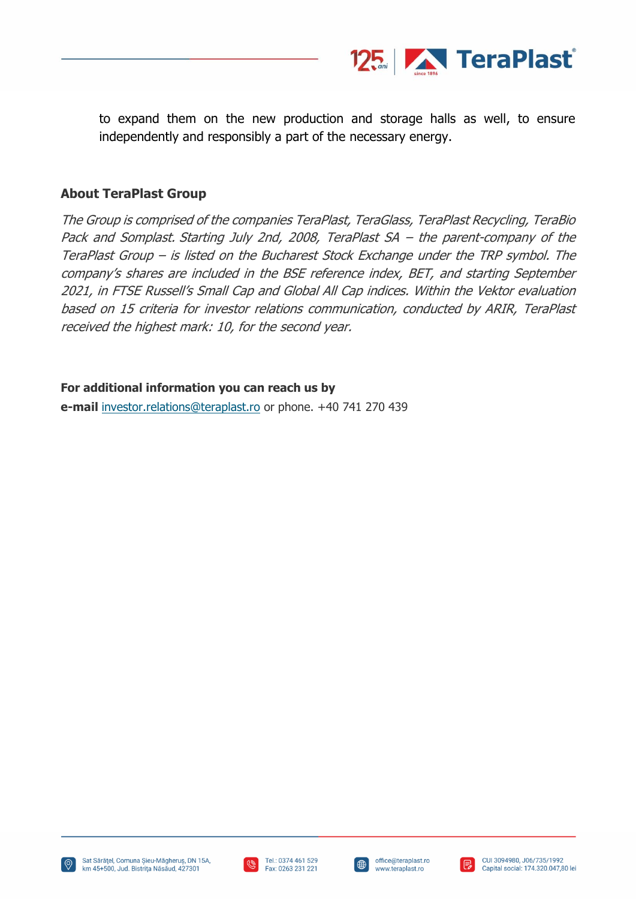to expand them on the new production and storage halls as well, to ensure independently and responsibly a part of the necessary energy.

## About TeraPlast Group

*The Group is comprised of the companies TeraPlast, TeraGlass, TeraPlast Recycling, TeraBio Pack and Somplast. Starting July 2nd, 2008, TeraPlast SA – the parent-company of the TeraPlast Group – is listed on the Bucharest Stock Exchange under the TRP symbol. The company's shares are included in the BSE reference index, BET, and starting September 2021, in FTSE Russell's Small Cap and Global All Cap indices. Within the Vektor evaluation based on 15 criteria for investor relations communication, conducted by ARIR, TeraPlast received the highest mark: 10, for the second year.*

**For additional information you can reach us by**

**e-mail** investor.relations@teraplast.ro or phone. +40 741 270 439